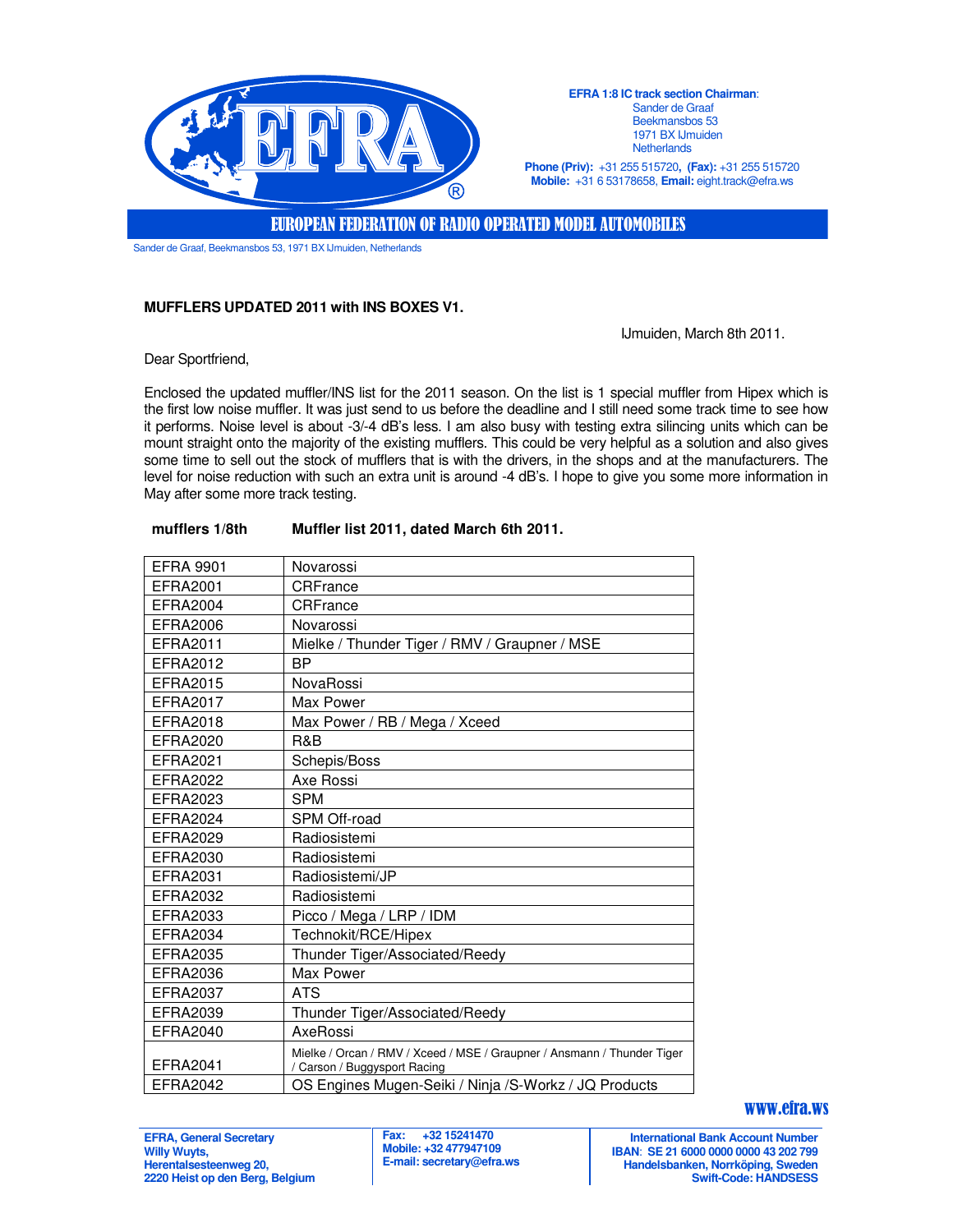EFRA 1:8 IC track section Chairman:
Sander de Graaf
Beekmansbos 53
1971 BX IJmuiden
Netherlands

**Phone (Priv):** +31 255 515720, **(Fax):** +31 255 515720
**Mobile:** +31 6 53178658, **Email:** eight.track@efra.ws

**EUROPEAN FEDERATION OF RADIO OPERATED MODEL AUTOMOBILES**

Sander de Graaf, Beekmansbos 53, 1971 BX IJmuiden, Netherlands

**MUFFLERS UPDATED 2011 with INS BOXES V1.**

IJmuiden, March 8th 2011.

Dear Sportfriend,

Enclosed the updated muffler/INS list for the 2011 season. On the list is 1 special muffler from Hipex which is the first low noise muffler. It was just send to us before the deadline and I still need some track time to see how it performs. Noise level is about -3/-4 dB's less. I am also busy with testing extra silencing units which can be mount straight onto the majority of the existing mufflers. This could be very helpful as a solution and also gives some time to sell out the stock of mufflers that is with the drivers, in the shops and at the manufacturers. The level for noise reduction with such an extra unit is around -4 dB's. I hope to give you some more information in May after some more track testing.

| **mufflers 1/8th** | **Muffler list 2011, dated March 6th 2011.** |
|---|---|
| EFRA 9901 | Novarossi |
| EFRA2001 | CRFrance |
| EFRA2004 | CRFrance |
| EFRA2006 | Novarossi |
| EFRA2011 | Mielke / Thunder Tiger / RMV / Graupner / MSE |
| EFRA2012 | BP |
| EFRA2015 | NovaRossi |
| EFRA2017 | Max Power |
| EFRA2018 | Max Power / RB / Mega / Xceed |
| EFRA2020 | R&B |
| EFRA2021 | Schepis/Boss |
| EFRA2022 | Axe Rossi |
| EFRA2023 | SPM |
| EFRA2024 | SPM Off-road |
| EFRA2029 | Radiosistemi |
| EFRA2030 | Radiosistemi |
| EFRA2031 | Radiosistemi/JP |
| EFRA2032 | Radiosistemi |
| EFRA2033 | Picco / Mega / LRP / IDM |
| EFRA2034 | Technokit/RCE/Hipex |
| EFRA2035 | Thunder Tiger/Associated/Reedy |
| EFRA2036 | Max Power |
| EFRA2037 | ATS |
| EFRA2039 | Thunder Tiger/Associated/Reedy |
| EFRA2040 | AxeRossi |
| EFRA2041 | Mielke / Orcan / RMV / Xceed / MSE / Graupner / Ansmann / Thunder Tiger / Carson / Buggysport Racing |
| EFRA2042 | OS Engines Mugen-Seiki / Ninja /S-Workz / JQ Products |

www.efra.ws

**EFRA, General Secretary**
**Willy Wuyts,**
**Herentalsesteenweg 20,**
**2220 Heist op den Berg, Belgium**

**Fax: +32 15241470**
**Mobile: +32 477947109**
**E-mail: secretary@efra.ws**

**International Bank Account Number**
**IBAN: SE 21 6000 0000 0000 43 202 799**
**Handelsbanken, Norrköping, Sweden**
**Swift-Code: HANDSESS**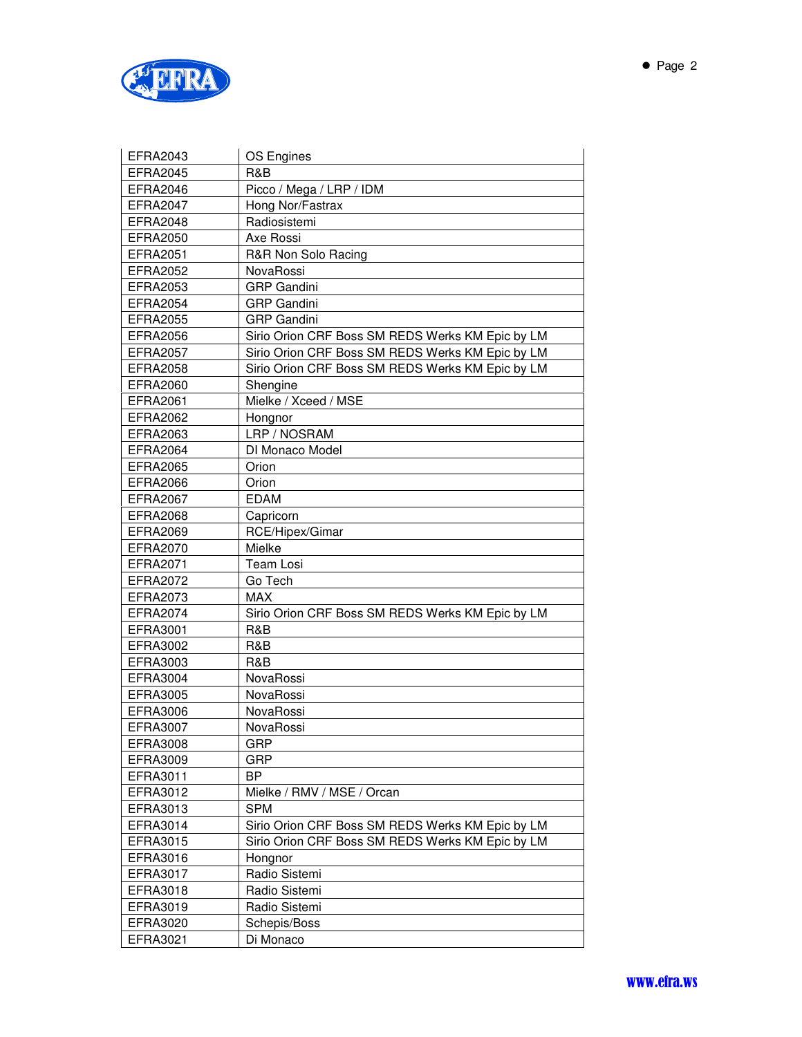| EFRA2043 | OS Engines |
|---|---|
| EFRA2045 | R&B |
| EFRA2046 | Picco / Mega / LRP / IDM |
| EFRA2047 | Hong Nor/Fastrax |
| EFRA2048 | Radiosistemi |
| EFRA2050 | Axe Rossi |
| EFRA2051 | R&R Non Solo Racing |
| EFRA2052 | NovaRossi |
| EFRA2053 | GRP Gandini |
| EFRA2054 | GRP Gandini |
| EFRA2055 | GRP Gandini |
| EFRA2056 | Sirio Orion CRF Boss SM REDS Werks KM Epic by LM |
| EFRA2057 | Sirio Orion CRF Boss SM REDS Werks KM Epic by LM |
| EFRA2058 | Sirio Orion CRF Boss SM REDS Werks KM Epic by LM |
| EFRA2060 | Shengine |
| EFRA2061 | Mielke / Xceed / MSE |
| EFRA2062 | Hongnor |
| EFRA2063 | LRP / NOSRAM |
| EFRA2064 | DI Monaco Model |
| EFRA2065 | Orion |
| EFRA2066 | Orion |
| EFRA2067 | EDAM |
| EFRA2068 | Capricorn |
| EFRA2069 | RCE/Hipex/Gimar |
| EFRA2070 | Mielke |
| EFRA2071 | Team Losi |
| EFRA2072 | Go Tech |
| EFRA2073 | MAX |
| EFRA2074 | Sirio Orion CRF Boss SM REDS Werks KM Epic by LM |
| EFRA3001 | R&B |
| EFRA3002 | R&B |
| EFRA3003 | R&B |
| EFRA3004 | NovaRossi |
| EFRA3005 | NovaRossi |
| EFRA3006 | NovaRossi |
| EFRA3007 | NovaRossi |
| EFRA3008 | GRP |
| EFRA3009 | GRP |
| EFRA3011 | BP |
| EFRA3012 | Mielke / RMV / MSE / Orcan |
| EFRA3013 | SPM |
| EFRA3014 | Sirio Orion CRF Boss SM REDS Werks KM Epic by LM |
| EFRA3015 | Sirio Orion CRF Boss SM REDS Werks KM Epic by LM |
| EFRA3016 | Hongnor |
| EFRA3017 | Radio Sistemi |
| EFRA3018 | Radio Sistemi |
| EFRA3019 | Radio Sistemi |
| EFRA3020 | Schepis/Boss |
| EFRA3021 | Di Monaco |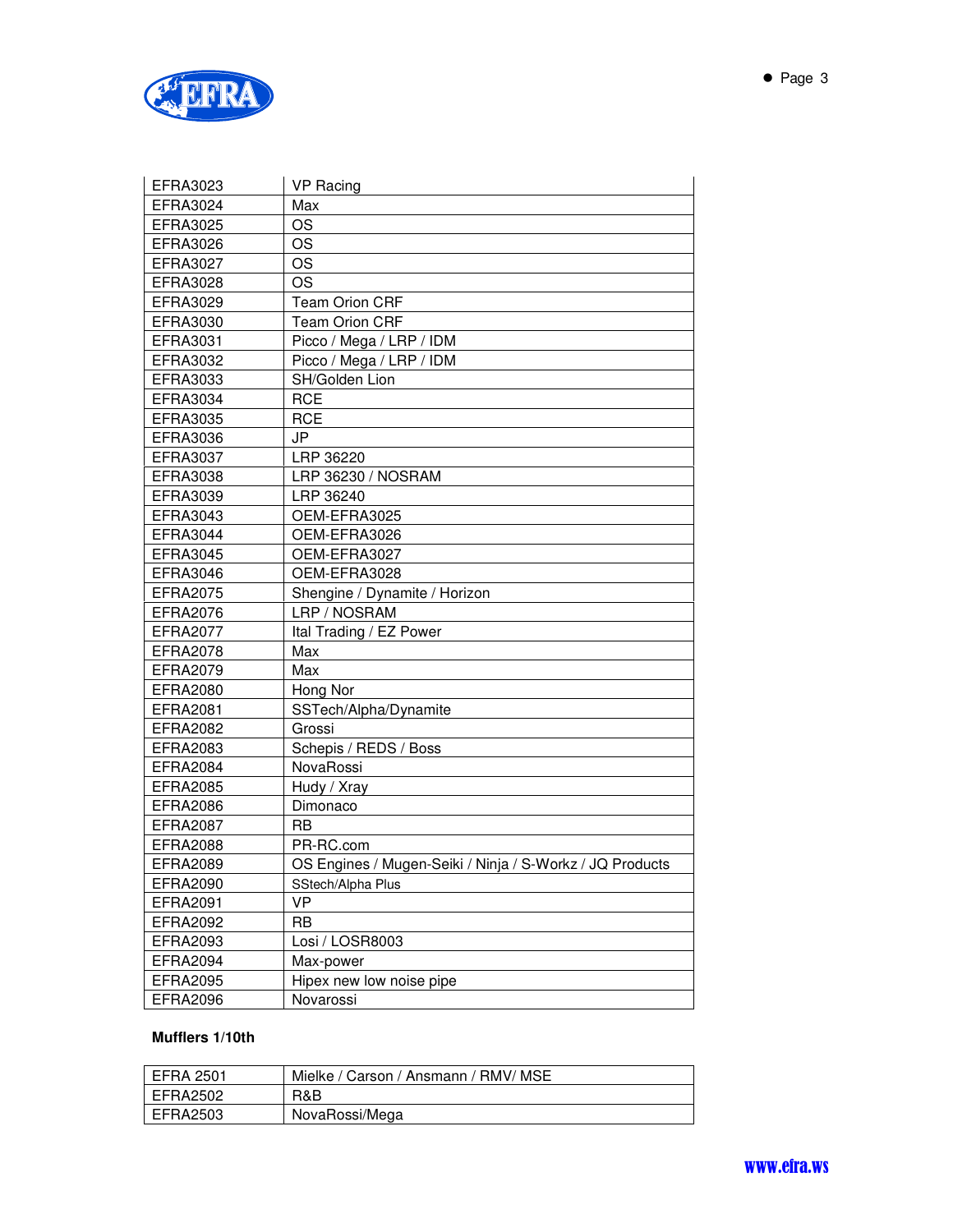| | |
|---|---|
| EFRA3023 | VP Racing |
| EFRA3024 | Max |
| EFRA3025 | OS |
| EFRA3026 | OS |
| EFRA3027 | OS |
| EFRA3028 | OS |
| EFRA3029 | Team Orion CRF |
| EFRA3030 | Team Orion CRF |
| EFRA3031 | Picco / Mega / LRP / IDM |
| EFRA3032 | Picco / Mega / LRP / IDM |
| EFRA3033 | SH/Golden Lion |
| EFRA3034 | RCE |
| EFRA3035 | RCE |
| EFRA3036 | JP |
| EFRA3037 | LRP 36220 |
| EFRA3038 | LRP 36230 / NOSRAM |
| EFRA3039 | LRP 36240 |
| EFRA3043 | OEM-EFRA3025 |
| EFRA3044 | OEM-EFRA3026 |
| EFRA3045 | OEM-EFRA3027 |
| EFRA3046 | OEM-EFRA3028 |
| EFRA2075 | Shengine / Dynamite / Horizon |
| EFRA2076 | LRP / NOSRAM |
| EFRA2077 | Ital Trading / EZ Power |
| EFRA2078 | Max |
| EFRA2079 | Max |
| EFRA2080 | Hong Nor |
| EFRA2081 | SSTech/Alpha/Dynamite |
| EFRA2082 | Grossi |
| EFRA2083 | Schepis / REDS / Boss |
| EFRA2084 | NovaRossi |
| EFRA2085 | Hudy / Xray |
| EFRA2086 | Dimonaco |
| EFRA2087 | RB |
| EFRA2088 | PR-RC.com |
| EFRA2089 | OS Engines / Mugen-Seiki / Ninja / S-Workz / JQ Products |
| EFRA2090 | SStech/Alpha Plus |
| EFRA2091 | VP |
| EFRA2092 | RB |
| EFRA2093 | Losi / LOSR8003 |
| EFRA2094 | Max-power |
| EFRA2095 | Hipex new low noise pipe |
| EFRA2096 | Novarossi |

**Mufflers 1/10th**

| | |
|---|---|
| EFRA 2501 | Mielke / Carson / Ansmann / RMV/ MSE |
| EFRA2502 | R&B |
| EFRA2503 | NovaRossi/Mega |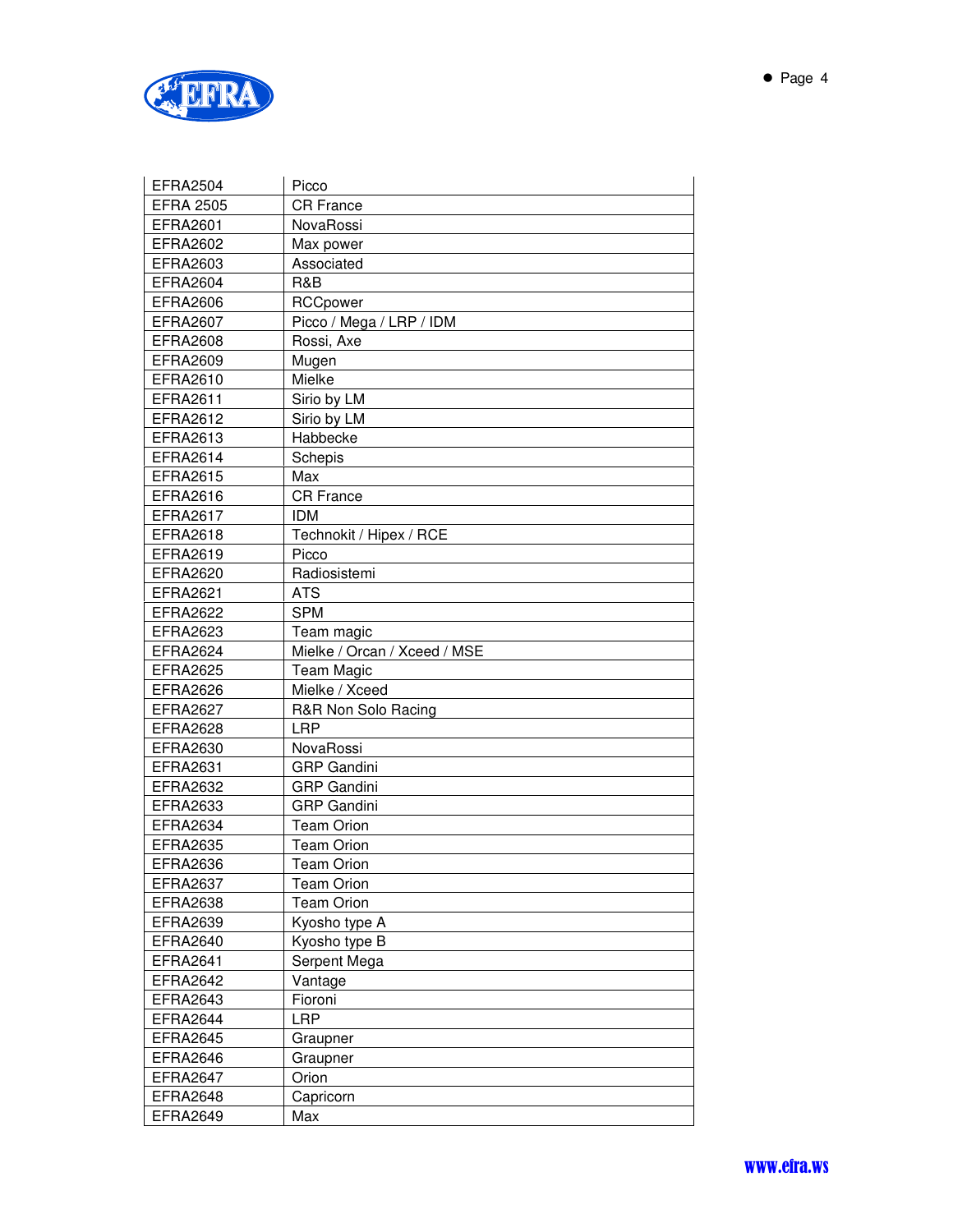| EFRA2504 | Picco |
|---|---|
| EFRA 2505 | CR France |
| EFRA2601 | NovaRossi |
| EFRA2602 | Max power |
| EFRA2603 | Associated |
| EFRA2604 | R&B |
| EFRA2606 | RCCpower |
| EFRA2607 | Picco / Mega / LRP / IDM |
| EFRA2608 | Rossi, Axe |
| EFRA2609 | Mugen |
| EFRA2610 | Mielke |
| EFRA2611 | Sirio by LM |
| EFRA2612 | Sirio by LM |
| EFRA2613 | Habbecke |
| EFRA2614 | Schepis |
| EFRA2615 | Max |
| EFRA2616 | CR France |
| EFRA2617 | IDM |
| EFRA2618 | Technokit / Hipex / RCE |
| EFRA2619 | Picco |
| EFRA2620 | Radiosistemi |
| EFRA2621 | ATS |
| EFRA2622 | SPM |
| EFRA2623 | Team magic |
| EFRA2624 | Mielke / Orcan / Xceed / MSE |
| EFRA2625 | Team Magic |
| EFRA2626 | Mielke / Xceed |
| EFRA2627 | R&R Non Solo Racing |
| EFRA2628 | LRP |
| EFRA2630 | NovaRossi |
| EFRA2631 | GRP Gandini |
| EFRA2632 | GRP Gandini |
| EFRA2633 | GRP Gandini |
| EFRA2634 | Team Orion |
| EFRA2635 | Team Orion |
| EFRA2636 | Team Orion |
| EFRA2637 | Team Orion |
| EFRA2638 | Team Orion |
| EFRA2639 | Kyosho type A |
| EFRA2640 | Kyosho type B |
| EFRA2641 | Serpent Mega |
| EFRA2642 | Vantage |
| EFRA2643 | Fioroni |
| EFRA2644 | LRP |
| EFRA2645 | Graupner |
| EFRA2646 | Graupner |
| EFRA2647 | Orion |
| EFRA2648 | Capricorn |
| EFRA2649 | Max |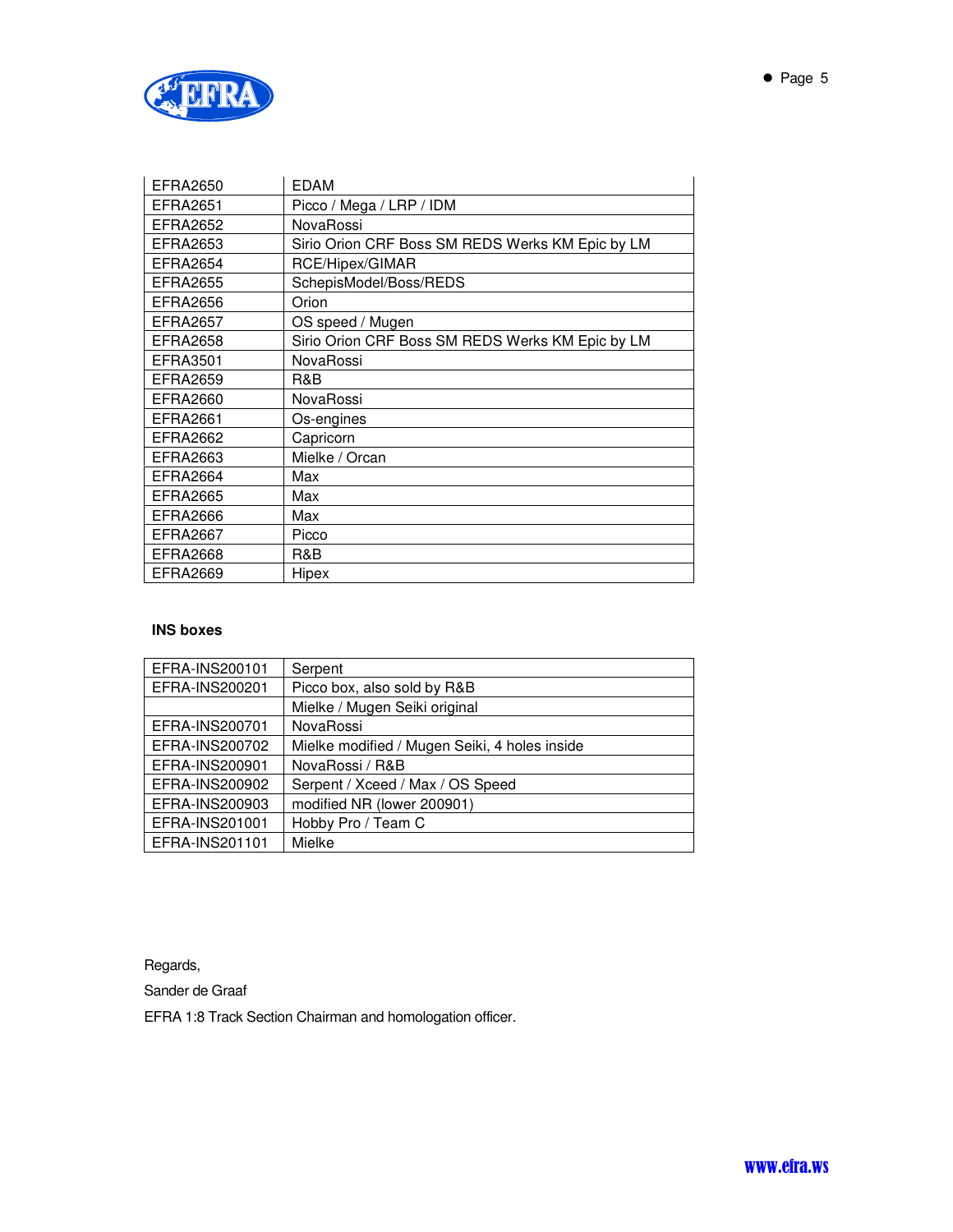| | |
|---|---|
| EFRA2650 | EDAM |
| EFRA2651 | Picco / Mega / LRP / IDM |
| EFRA2652 | NovaRossi |
| EFRA2653 | Sirio Orion CRF Boss SM REDS Werks KM Epic by LM |
| EFRA2654 | RCE/Hipex/GIMAR |
| EFRA2655 | SchepisModel/Boss/REDS |
| EFRA2656 | Orion |
| EFRA2657 | OS speed / Mugen |
| EFRA2658 | Sirio Orion CRF Boss SM REDS Werks KM Epic by LM |
| EFRA3501 | NovaRossi |
| EFRA2659 | R&B |
| EFRA2660 | NovaRossi |
| EFRA2661 | Os-engines |
| EFRA2662 | Capricorn |
| EFRA2663 | Mielke / Orcan |
| EFRA2664 | Max |
| EFRA2665 | Max |
| EFRA2666 | Max |
| EFRA2667 | Picco |
| EFRA2668 | R&B |
| EFRA2669 | Hipex |

**INS boxes**

| | |
|---|---|
| EFRA-INS200101 | Serpent |
| EFRA-INS200201 | Picco box, also sold by R&B |
| | Mielke / Mugen Seiki original |
| EFRA-INS200701 | NovaRossi |
| EFRA-INS200702 | Mielke modified / Mugen Seiki, 4 holes inside |
| EFRA-INS200901 | NovaRossi / R&B |
| EFRA-INS200902 | Serpent / Xceed / Max / OS Speed |
| EFRA-INS200903 | modified NR (lower 200901) |
| EFRA-INS201001 | Hobby Pro / Team C |
| EFRA-INS201101 | Mielke |

Regards,

Sander de Graaf

EFRA 1:8 Track Section Chairman and homologation officer.

www.efra.ws